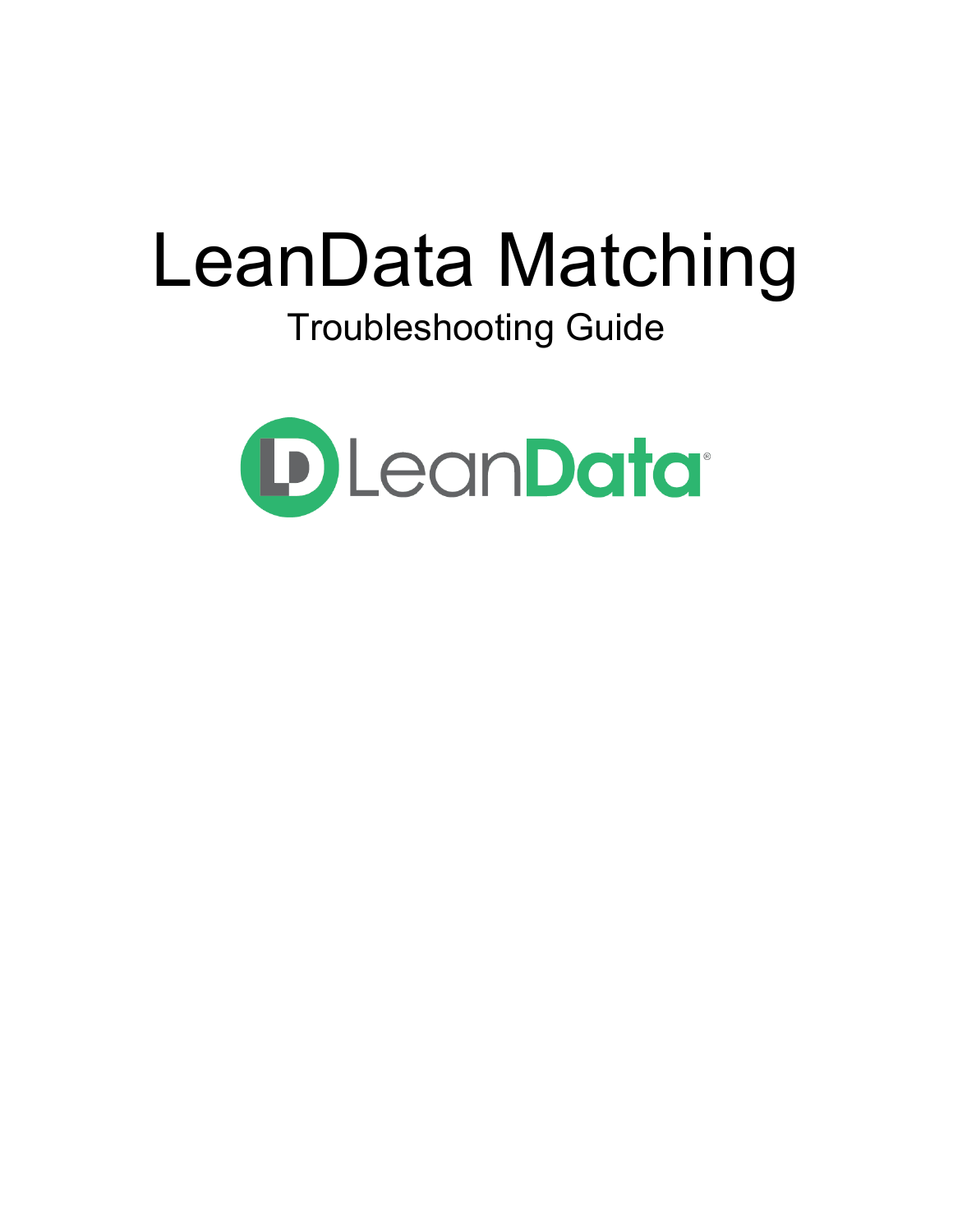# LeanData Matching

## Troubleshooting Guide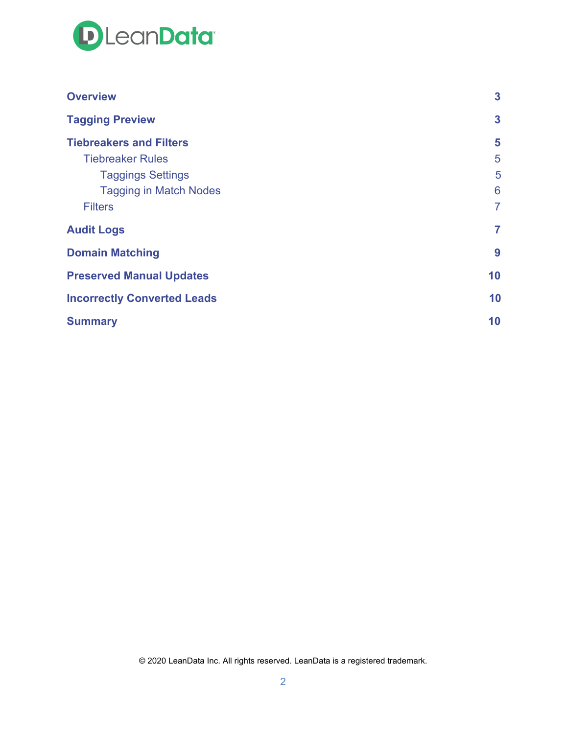| | |
|---|---|
| **Overview** | **3** |
| **Tagging Preview** | **3** |
| **Tiebreakers and Filters** | **5** |
| Tiebreaker Rules | 5 |
| Taggings Settings | 5 |
| Tagging in Match Nodes | 6 |
| Filters | 7 |
| **Audit Logs** | **7** |
| **Domain Matching** | **9** |
| **Preserved Manual Updates** | **10** |
| **Incorrectly Converted Leads** | **10** |
| **Summary** | **10** |

© 2020 LeanData Inc. All rights reserved. LeanData is a registered trademark.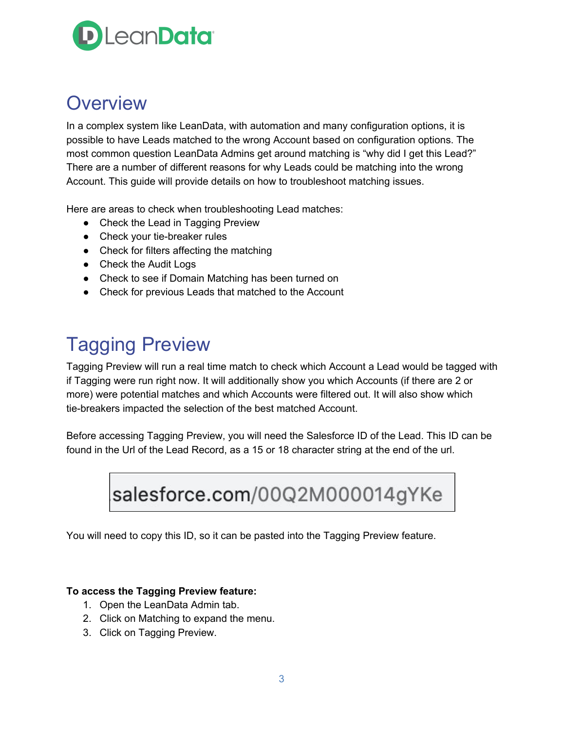# Overview

In a complex system like LeanData, with automation and many configuration options, it is possible to have Leads matched to the wrong Account based on configuration options. The most common question LeanData Admins get around matching is "why did I get this Lead?" There are a number of different reasons for why Leads could be matching into the wrong Account. This guide will provide details on how to troubleshoot matching issues.

Here are areas to check when troubleshooting Lead matches:

- Check the Lead in Tagging Preview
- Check your tie-breaker rules
- Check for filters affecting the matching
- Check the Audit Logs
- Check to see if Domain Matching has been turned on
- Check for previous Leads that matched to the Account

# Tagging Preview

Tagging Preview will run a real time match to check which Account a Lead would be tagged with if Tagging were run right now. It will additionally show you which Accounts (if there are 2 or more) were potential matches and which Accounts were filtered out. It will also show which tie-breakers impacted the selection of the best matched Account.

Before accessing Tagging Preview, you will need the Salesforce ID of the Lead. This ID can be found in the Url of the Lead Record, as a 15 or 18 character string at the end of the url.

```
salesforce.com/00Q2M000014gYKe
```

You will need to copy this ID, so it can be pasted into the Tagging Preview feature.

**To access the Tagging Preview feature:**

1. Open the LeanData Admin tab.
2. Click on Matching to expand the menu.
3. Click on Tagging Preview.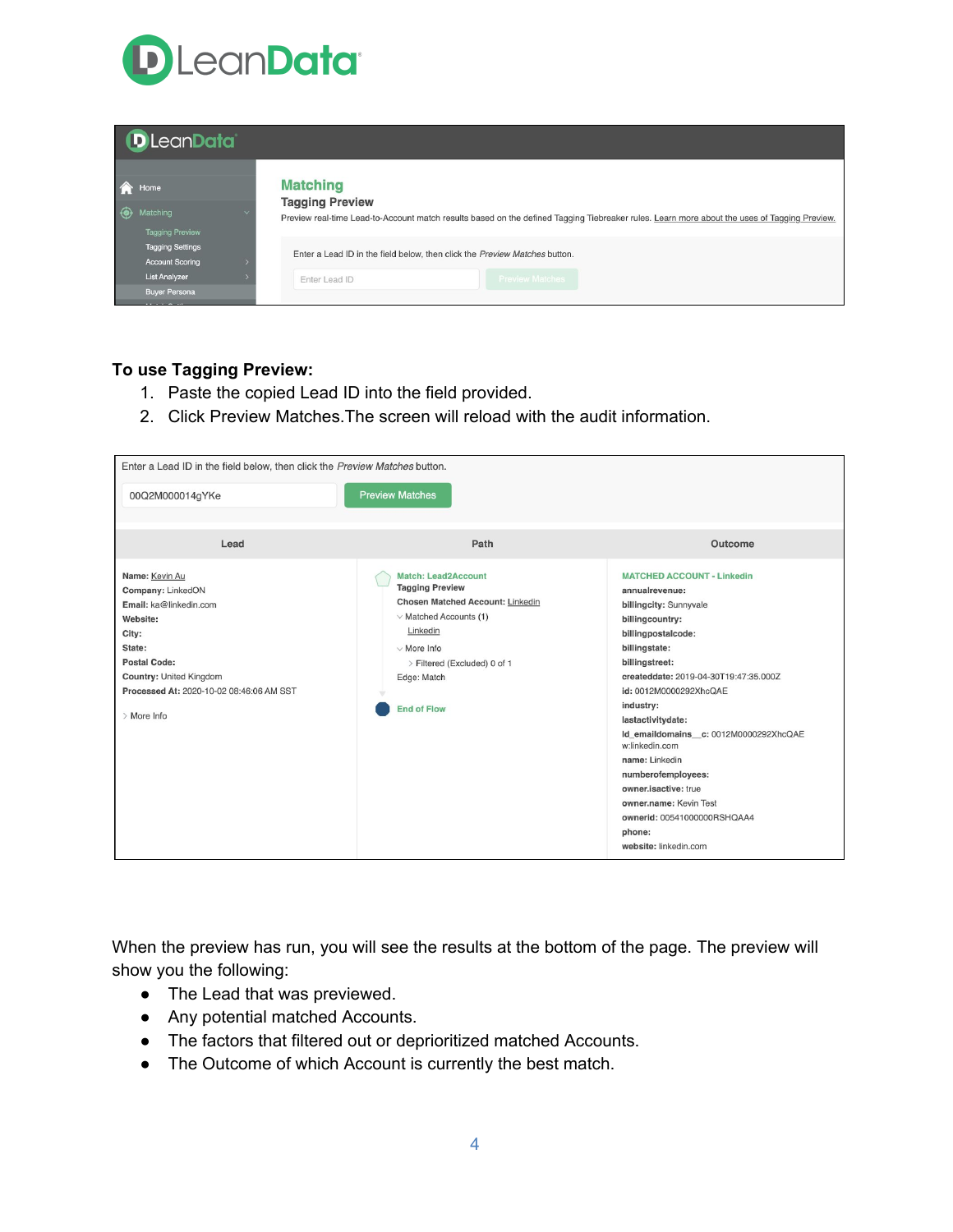**To use Tagging Preview:**

1. Paste the copied Lead ID into the field provided.
2. Click Preview Matches.The screen will reload with the audit information.

When the preview has run, you will see the results at the bottom of the page. The preview will show you the following:

- The Lead that was previewed.
- Any potential matched Accounts.
- The factors that filtered out or deprioritized matched Accounts.
- The Outcome of which Account is currently the best match.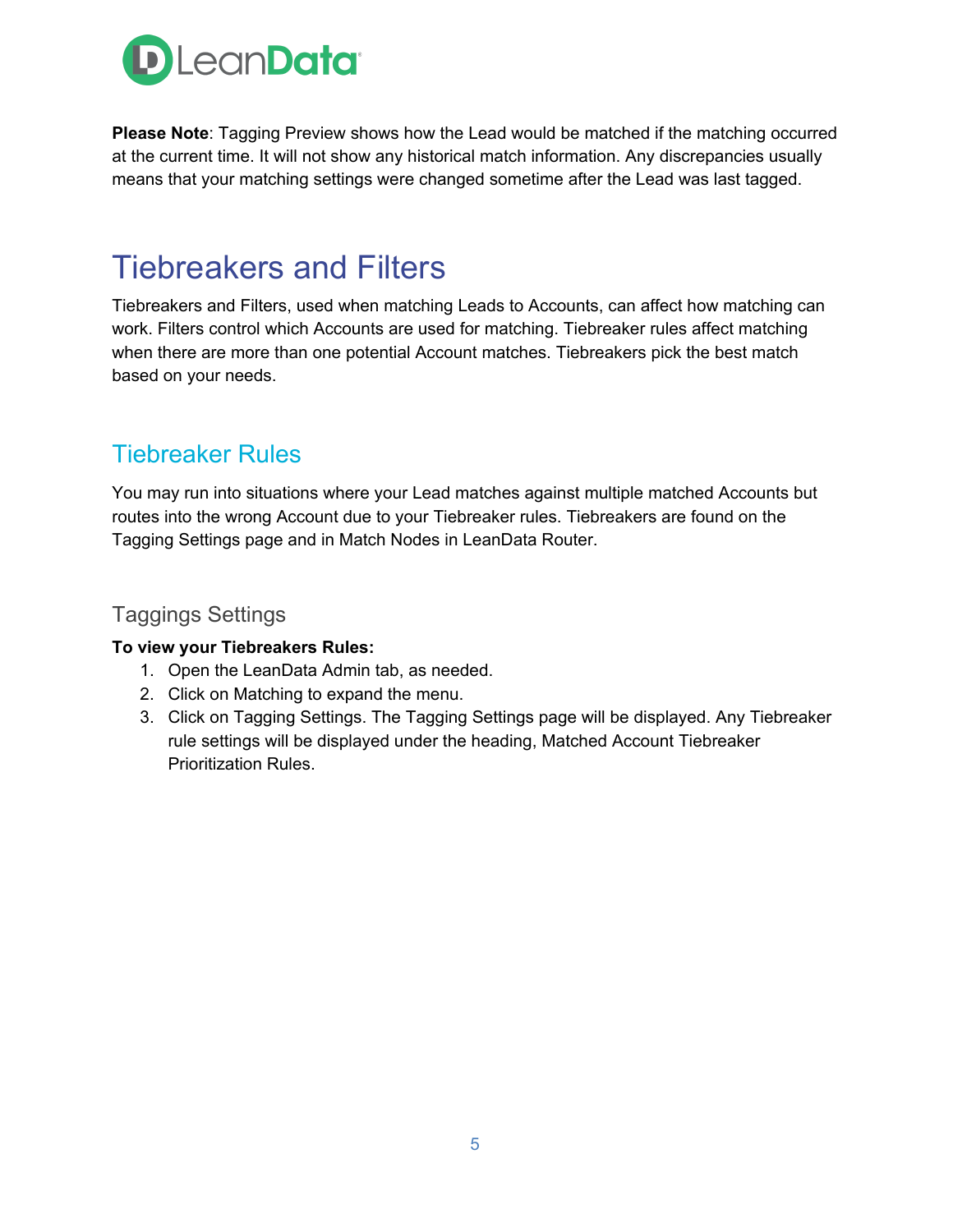**Please Note**: Tagging Preview shows how the Lead would be matched if the matching occurred at the current time. It will not show any historical match information. Any discrepancies usually means that your matching settings were changed sometime after the Lead was last tagged.

# Tiebreakers and Filters

Tiebreakers and Filters, used when matching Leads to Accounts, can affect how matching can work. Filters control which Accounts are used for matching. Tiebreaker rules affect matching when there are more than one potential Account matches. Tiebreakers pick the best match based on your needs.

## Tiebreaker Rules

You may run into situations where your Lead matches against multiple matched Accounts but routes into the wrong Account due to your Tiebreaker rules. Tiebreakers are found on the Tagging Settings page and in Match Nodes in LeanData Router.

### Taggings Settings

**To view your Tiebreakers Rules:**

1. Open the LeanData Admin tab, as needed.
2. Click on Matching to expand the menu.
3. Click on Tagging Settings. The Tagging Settings page will be displayed. Any Tiebreaker rule settings will be displayed under the heading, Matched Account Tiebreaker Prioritization Rules.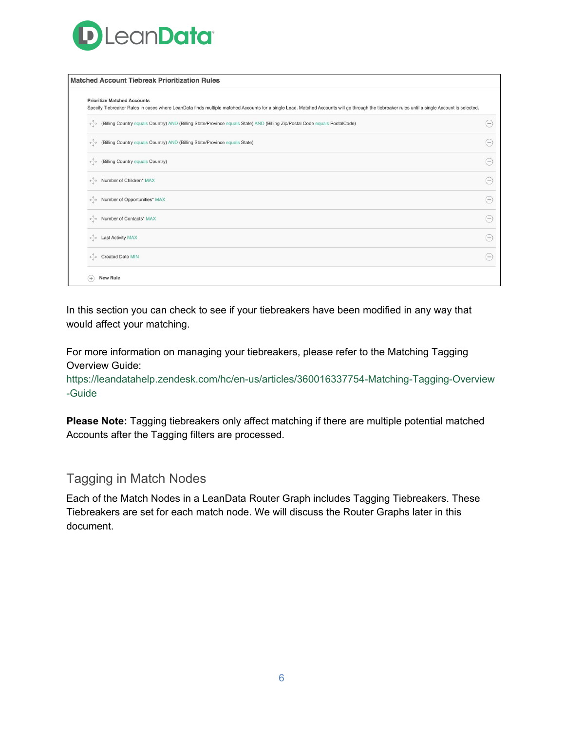**Matched Account Tiebreak Prioritization Rules**

**Prioritize Matched Accounts**

Specify Tiebreaker Rules in cases where LeanData finds multiple matched Accounts for a single Lead. Matched Accounts will go through the tiebreaker rules until a single Account is selected.

- (Billing Country equals Country) AND (Billing State/Province equals State) AND (Billing Zip/Postal Code equals PostalCode)
- (Billing Country equals Country) AND (Billing State/Province equals State)
- (Billing Country equals Country)
- Number of Children* MAX
- Number of Opportunities* MAX
- Number of Contacts* MAX
- Last Activity MAX
- Created Date MIN

New Rule

In this section you can check to see if your tiebreakers have been modified in any way that would affect your matching.

For more information on managing your tiebreakers, please refer to the Matching Tagging Overview Guide:
https://leandatahelp.zendesk.com/hc/en-us/articles/360016337754-Matching-Tagging-Overview-Guide

**Please Note:** Tagging tiebreakers only affect matching if there are multiple potential matched Accounts after the Tagging filters are processed.

## Tagging in Match Nodes

Each of the Match Nodes in a LeanData Router Graph includes Tagging Tiebreakers. These Tiebreakers are set for each match node. We will discuss the Router Graphs later in this document.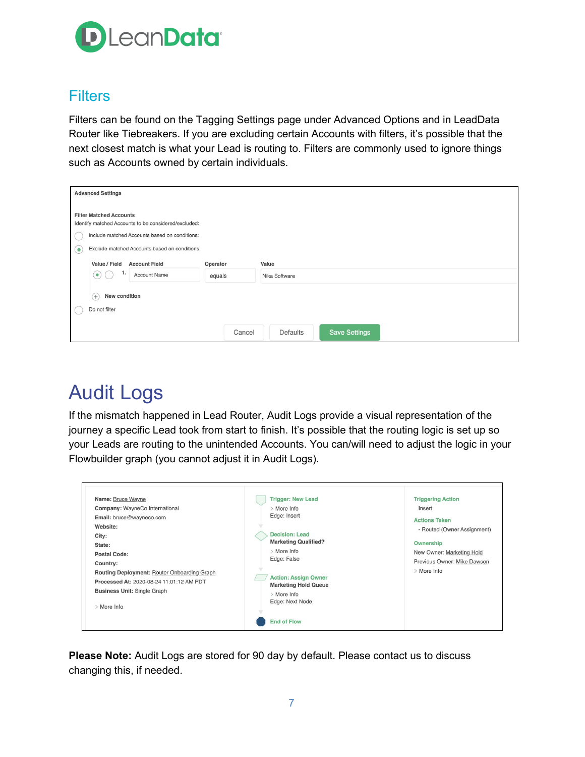## Filters

Filters can be found on the Tagging Settings page under Advanced Options and in LeadData Router like Tiebreakers. If you are excluding certain Accounts with filters, it's possible that the next closest match is what your Lead is routing to. Filters are commonly used to ignore things such as Accounts owned by certain individuals.

Advanced Settings

Filter Matched Accounts
Identify matched Accounts to be considered/excluded:

- Include matched Accounts based on conditions:
- Exclude matched Accounts based on conditions:

| Value / Field | Account Field | Operator | Value |
|---|---|---|---|
| 1. | Account Name | equals | Nika Software |

New condition

- Do not filter

Cancel | Defaults | Save Settings

# Audit Logs

If the mismatch happened in Lead Router, Audit Logs provide a visual representation of the journey a specific Lead took from start to finish. It's possible that the routing logic is set up so your Leads are routing to the unintended Accounts. You can/will need to adjust the logic in your Flowbuilder graph (you cannot adjust it in Audit Logs).

**Name:** Bruce Wayne
**Company:** WayneCo International
**Email:** bruce@wayneco.com
**Website:**
**City:**
**State:**
**Postal Code:**
**Country:**
**Routing Deployment:** Router Onboarding Graph
**Processed At:** 2020-08-24 11:01:12 AM PDT
**Business Unit:** Single Graph
More Info

Trigger: New Lead
More Info
Edge: Insert

Decision: Lead Marketing Qualified?
More Info
Edge: False

Action: Assign Owner Marketing Hold Queue
More Info
Edge: Next Node

End of Flow

Triggering Action
Insert

Actions Taken
- Routed (Owner Assignment)

Ownership
New Owner: Marketing Hold
Previous Owner: Mike Dawson
More Info

**Please Note:** Audit Logs are stored for 90 day by default. Please contact us to discuss changing this, if needed.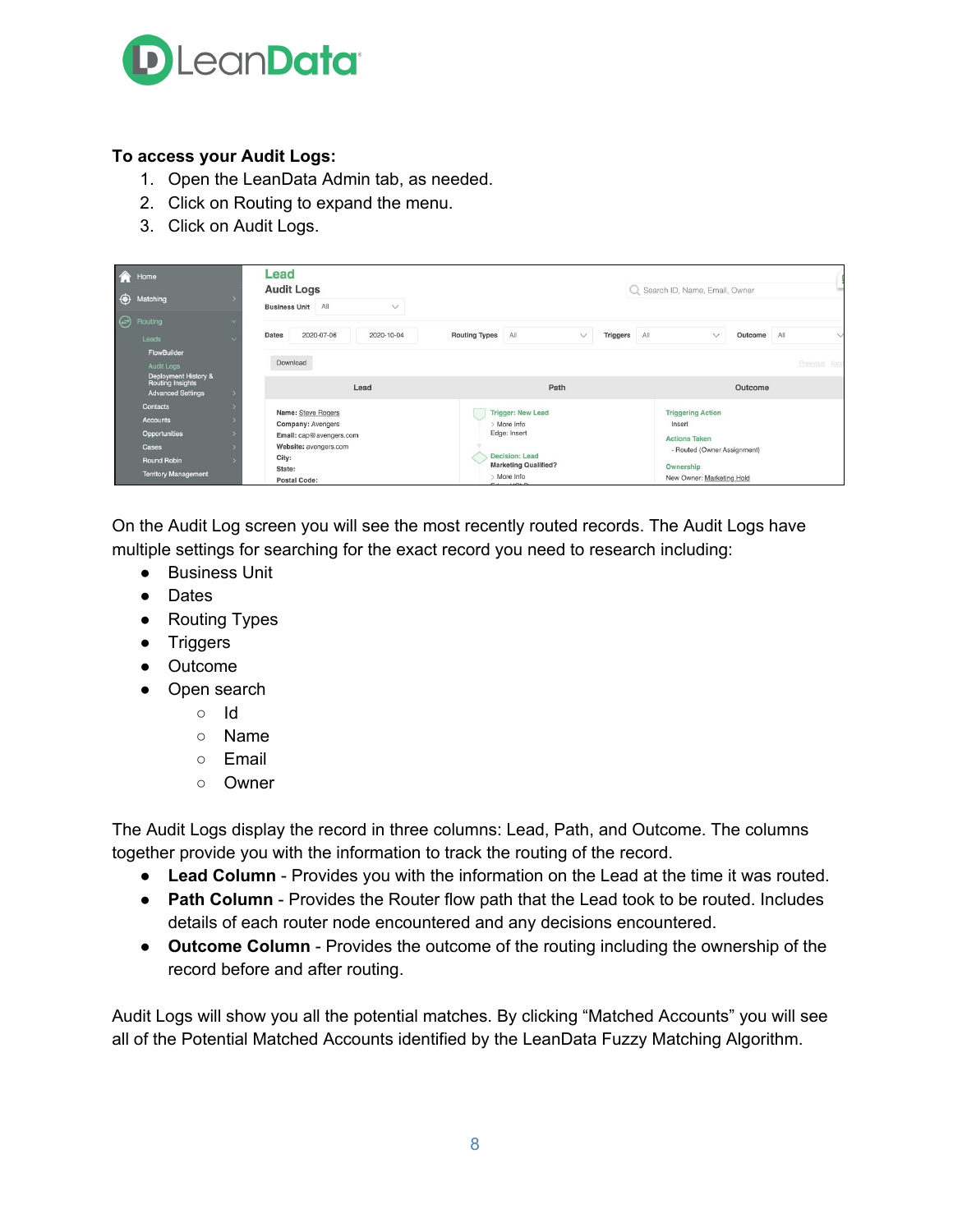**To access your Audit Logs:**

1. Open the LeanData Admin tab, as needed.
2. Click on Routing to expand the menu.
3. Click on Audit Logs.

On the Audit Log screen you will see the most recently routed records. The Audit Logs have multiple settings for searching for the exact record you need to research including:

- Business Unit
- Dates
- Routing Types
- Triggers
- Outcome
- Open search
    - Id
    - Name
    - Email
    - Owner

The Audit Logs display the record in three columns: Lead, Path, and Outcome. The columns together provide you with the information to track the routing of the record.

- **Lead Column** - Provides you with the information on the Lead at the time it was routed.
- **Path Column** - Provides the Router flow path that the Lead took to be routed. Includes details of each router node encountered and any decisions encountered.
- **Outcome Column** - Provides the outcome of the routing including the ownership of the record before and after routing.

Audit Logs will show you all the potential matches. By clicking “Matched Accounts” you will see all of the Potential Matched Accounts identified by the LeanData Fuzzy Matching Algorithm.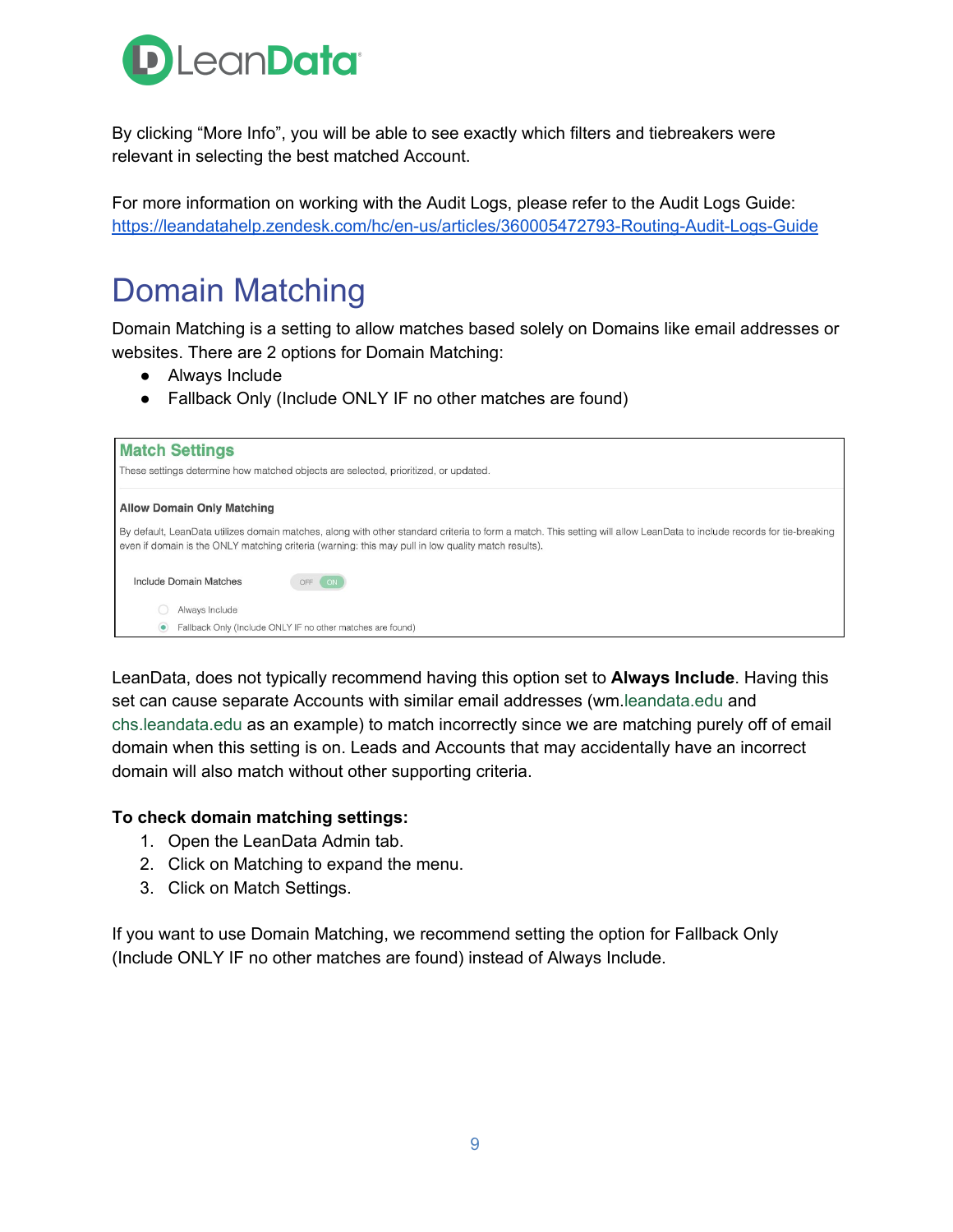By clicking “More Info”, you will be able to see exactly which filters and tiebreakers were relevant in selecting the best matched Account.

For more information on working with the Audit Logs, please refer to the Audit Logs Guide: https://leandatahelp.zendesk.com/hc/en-us/articles/360005472793-Routing-Audit-Logs-Guide

# Domain Matching

Domain Matching is a setting to allow matches based solely on Domains like email addresses or websites. There are 2 options for Domain Matching:

- Always Include
- Fallback Only (Include ONLY IF no other matches are found)

**Match Settings**

These settings determine how matched objects are selected, prioritized, or updated.

**Allow Domain Only Matching**

By default, LeanData utilizes domain matches, along with other standard criteria to form a match. This setting will allow LeanData to include records for tie-breaking even if domain is the ONLY matching criteria (warning: this may pull in low quality match results).

Include Domain Matches OFF ON

- Always Include
- Fallback Only (Include ONLY IF no other matches are found)

LeanData, does not typically recommend having this option set to **Always Include**. Having this set can cause separate Accounts with similar email addresses (wm.leandata.edu and chs.leandata.edu as an example) to match incorrectly since we are matching purely off of email domain when this setting is on. Leads and Accounts that may accidentally have an incorrect domain will also match without other supporting criteria.

**To check domain matching settings:**

1. Open the LeanData Admin tab.
2. Click on Matching to expand the menu.
3. Click on Match Settings.

If you want to use Domain Matching, we recommend setting the option for Fallback Only (Include ONLY IF no other matches are found) instead of Always Include.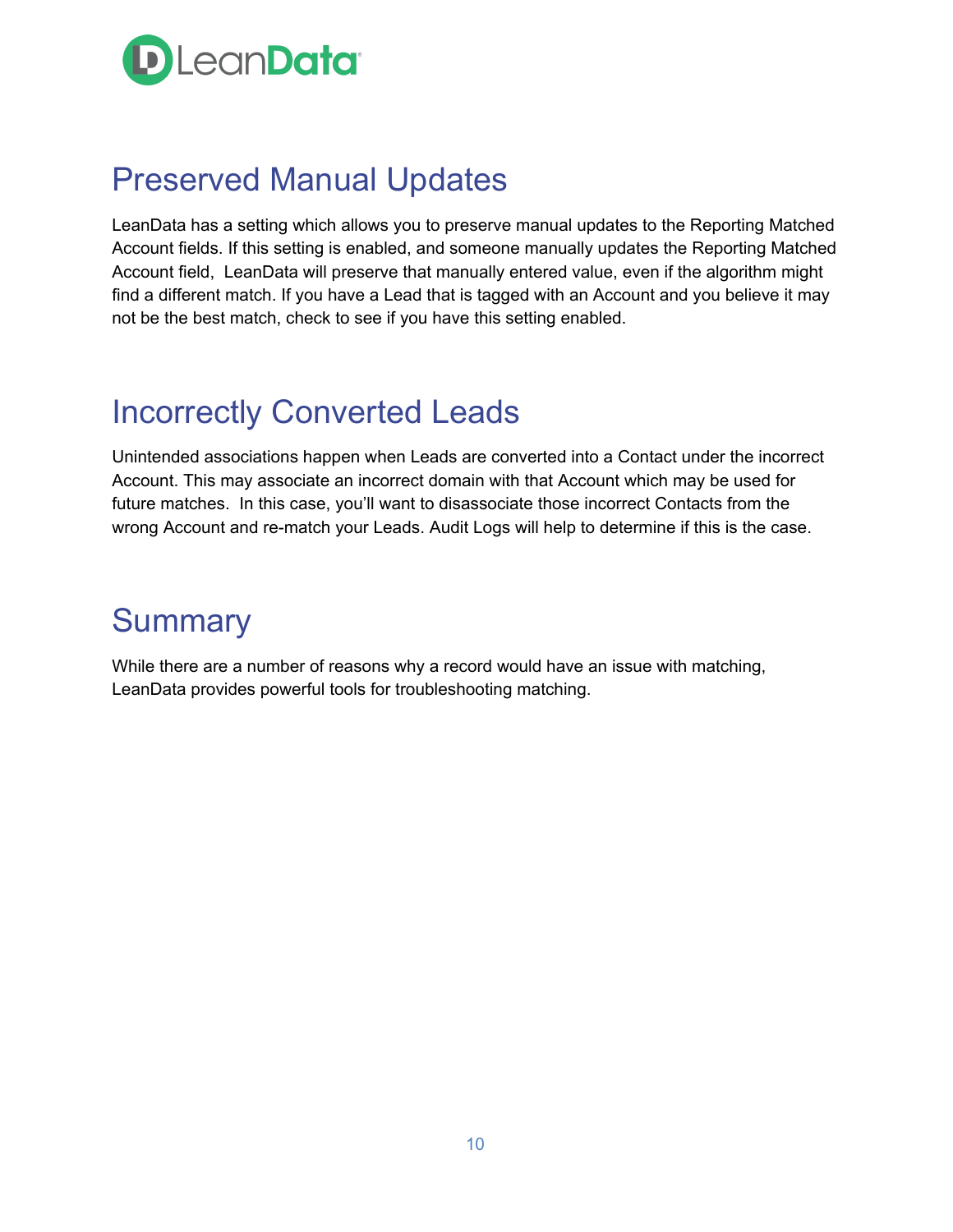## Preserved Manual Updates

LeanData has a setting which allows you to preserve manual updates to the Reporting Matched Account fields. If this setting is enabled, and someone manually updates the Reporting Matched Account field, LeanData will preserve that manually entered value, even if the algorithm might find a different match. If you have a Lead that is tagged with an Account and you believe it may not be the best match, check to see if you have this setting enabled.

## Incorrectly Converted Leads

Unintended associations happen when Leads are converted into a Contact under the incorrect Account. This may associate an incorrect domain with that Account which may be used for future matches. In this case, you'll want to disassociate those incorrect Contacts from the wrong Account and re-match your Leads. Audit Logs will help to determine if this is the case.

## Summary

While there are a number of reasons why a record would have an issue with matching, LeanData provides powerful tools for troubleshooting matching.